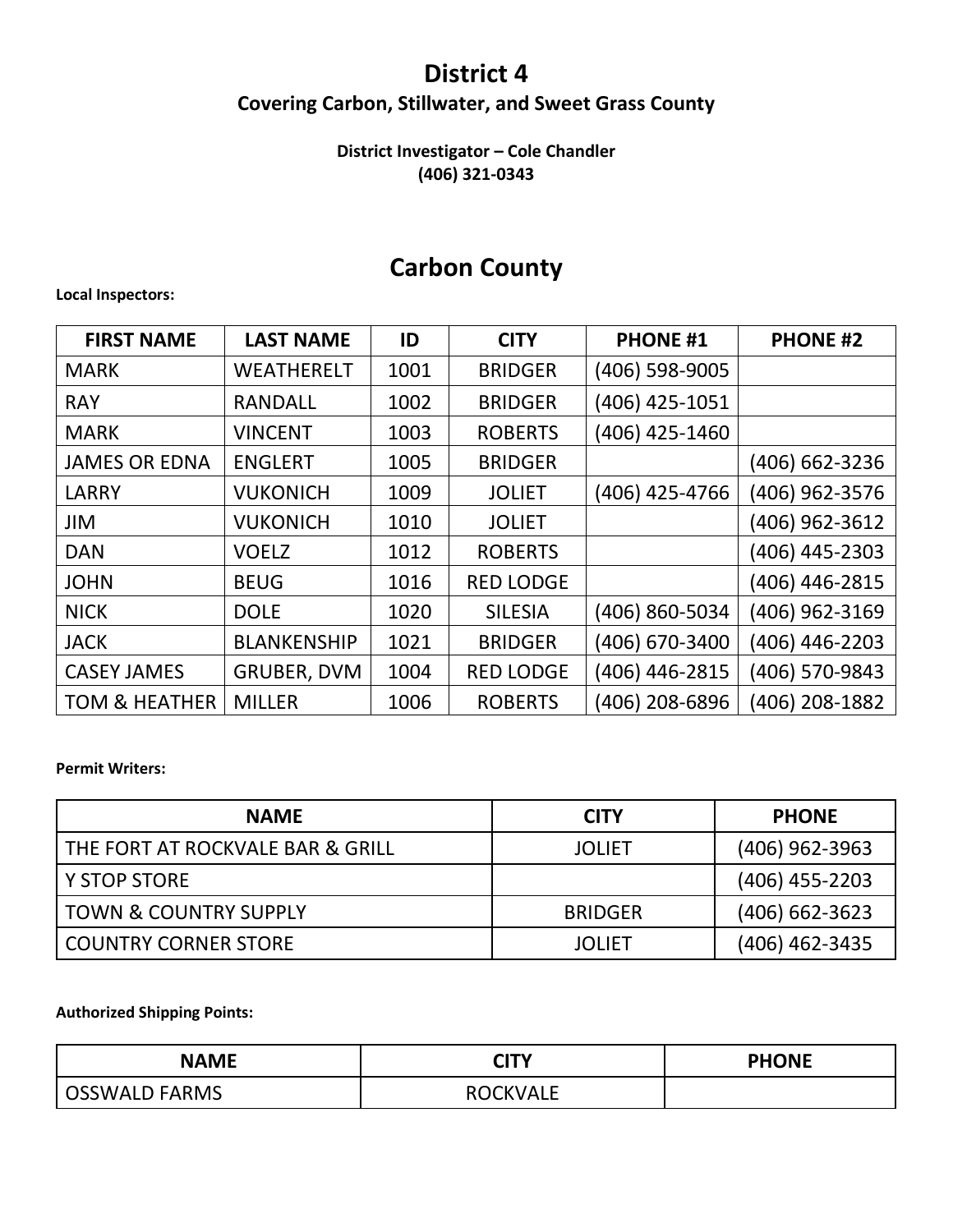# District 4

### Covering Carbon, Stillwater, and Sweet Grass County

**District Investigator – Cole Chandler**
**(406) 321-0343**

## Carbon County

**Local Inspectors:**

| FIRST NAME | LAST NAME | ID | CITY | PHONE #1 | PHONE #2 |
|---|---|---|---|---|---|
| MARK | WEATHERELT | 1001 | BRIDGER | (406) 598-9005 | |
| RAY | RANDALL | 1002 | BRIDGER | (406) 425-1051 | |
| MARK | VINCENT | 1003 | ROBERTS | (406) 425-1460 | |
| JAMES OR EDNA | ENGLERT | 1005 | BRIDGER | | (406) 662-3236 |
| LARRY | VUKONICH | 1009 | JOLIET | (406) 425-4766 | (406) 962-3576 |
| JIM | VUKONICH | 1010 | JOLIET | | (406) 962-3612 |
| DAN | VOELZ | 1012 | ROBERTS | | (406) 445-2303 |
| JOHN | BEUG | 1016 | RED LODGE | | (406) 446-2815 |
| NICK | DOLE | 1020 | SILESIA | (406) 860-5034 | (406) 962-3169 |
| JACK | BLANKENSHIP | 1021 | BRIDGER | (406) 670-3400 | (406) 446-2203 |
| CASEY JAMES | GRUBER, DVM | 1004 | RED LODGE | (406) 446-2815 | (406) 570-9843 |
| TOM & HEATHER | MILLER | 1006 | ROBERTS | (406) 208-6896 | (406) 208-1882 |

**Permit Writers:**

| NAME | CITY | PHONE |
|---|---|---|
| THE FORT AT ROCKVALE BAR & GRILL | JOLIET | (406) 962-3963 |
| Y STOP STORE | | (406) 455-2203 |
| TOWN & COUNTRY SUPPLY | BRIDGER | (406) 662-3623 |
| COUNTRY CORNER STORE | JOLIET | (406) 462-3435 |

**Authorized Shipping Points:**

| NAME | CITY | PHONE |
|---|---|---|
| OSSWALD FARMS | ROCKVALE | |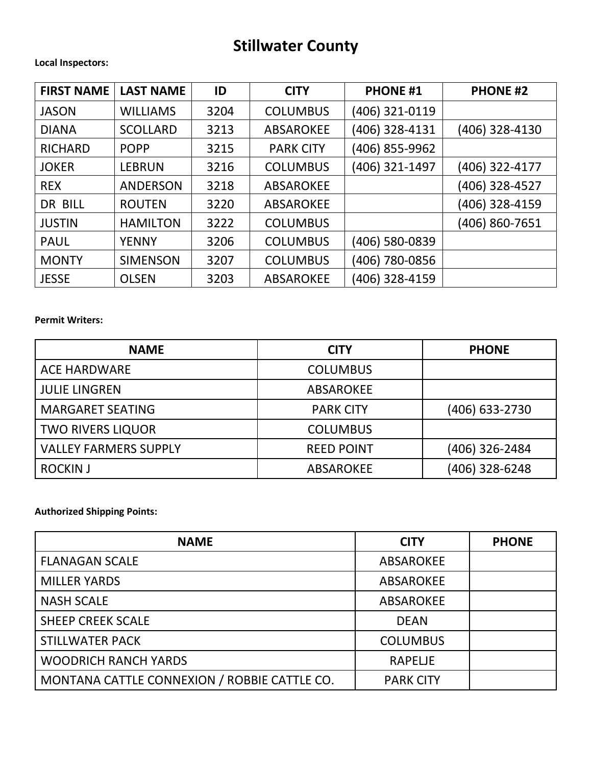# Stillwater County

**Local Inspectors:**

| FIRST NAME | LAST NAME | ID | CITY | PHONE #1 | PHONE #2 |
| --- | --- | --- | --- | --- | --- |
| JASON | WILLIAMS | 3204 | COLUMBUS | (406) 321-0119 | |
| DIANA | SCOLLARD | 3213 | ABSAROKEE | (406) 328-4131 | (406) 328-4130 |
| RICHARD | POPP | 3215 | PARK CITY | (406) 855-9962 | |
| JOKER | LEBRUN | 3216 | COLUMBUS | (406) 321-1497 | (406) 322-4177 |
| REX | ANDERSON | 3218 | ABSAROKEE | | (406) 328-4527 |
| DR BILL | ROUTEN | 3220 | ABSAROKEE | | (406) 328-4159 |
| JUSTIN | HAMILTON | 3222 | COLUMBUS | | (406) 860-7651 |
| PAUL | YENNY | 3206 | COLUMBUS | (406) 580-0839 | |
| MONTY | SIMENSON | 3207 | COLUMBUS | (406) 780-0856 | |
| JESSE | OLSEN | 3203 | ABSAROKEE | (406) 328-4159 | |

**Permit Writers:**

| NAME | CITY | PHONE |
| --- | --- | --- |
| ACE HARDWARE | COLUMBUS | |
| JULIE LINGREN | ABSAROKEE | |
| MARGARET SEATING | PARK CITY | (406) 633-2730 |
| TWO RIVERS LIQUOR | COLUMBUS | |
| VALLEY FARMERS SUPPLY | REED POINT | (406) 326-2484 |
| ROCKIN J | ABSAROKEE | (406) 328-6248 |

**Authorized Shipping Points:**

| NAME | CITY | PHONE |
| --- | --- | --- |
| FLANAGAN SCALE | ABSAROKEE | |
| MILLER YARDS | ABSAROKEE | |
| NASH SCALE | ABSAROKEE | |
| SHEEP CREEK SCALE | DEAN | |
| STILLWATER PACK | COLUMBUS | |
| WOODRICH RANCH YARDS | RAPELJE | |
| MONTANA CATTLE CONNEXION / ROBBIE CATTLE CO. | PARK CITY | |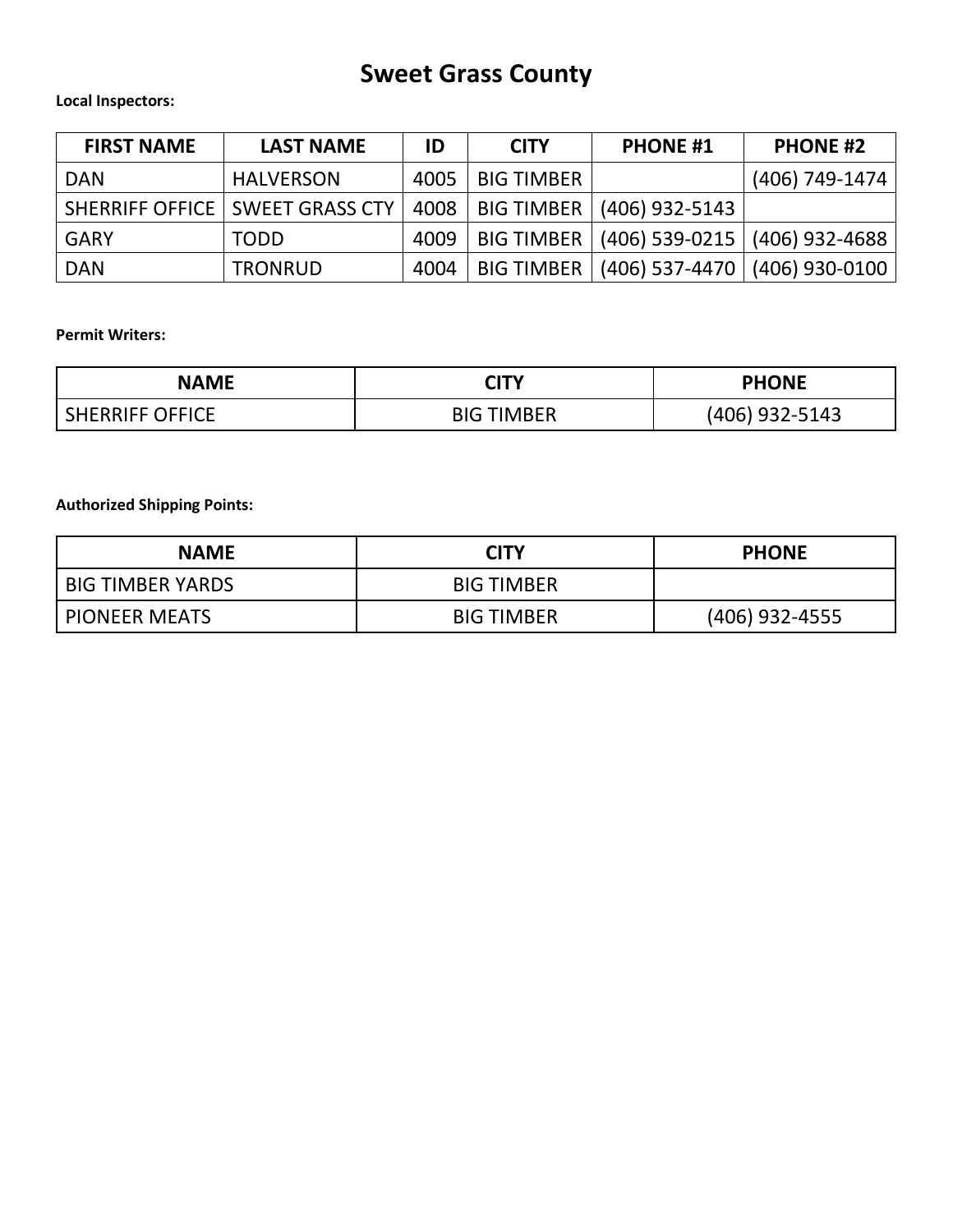# Sweet Grass County

**Local Inspectors:**

| FIRST NAME | LAST NAME | ID | CITY | PHONE #1 | PHONE #2 |
|---|---|---|---|---|---|
| DAN | HALVERSON | 4005 | BIG TIMBER | | (406) 749-1474 |
| SHERRIFF OFFICE | SWEET GRASS CTY | 4008 | BIG TIMBER | (406) 932-5143 | |
| GARY | TODD | 4009 | BIG TIMBER | (406) 539-0215 | (406) 932-4688 |
| DAN | TRONRUD | 4004 | BIG TIMBER | (406) 537-4470 | (406) 930-0100 |

**Permit Writers:**

| NAME | CITY | PHONE |
|---|---|---|
| SHERRIFF OFFICE | BIG TIMBER | (406) 932-5143 |

**Authorized Shipping Points:**

| NAME | CITY | PHONE |
|---|---|---|
| BIG TIMBER YARDS | BIG TIMBER | |
| PIONEER MEATS | BIG TIMBER | (406) 932-4555 |